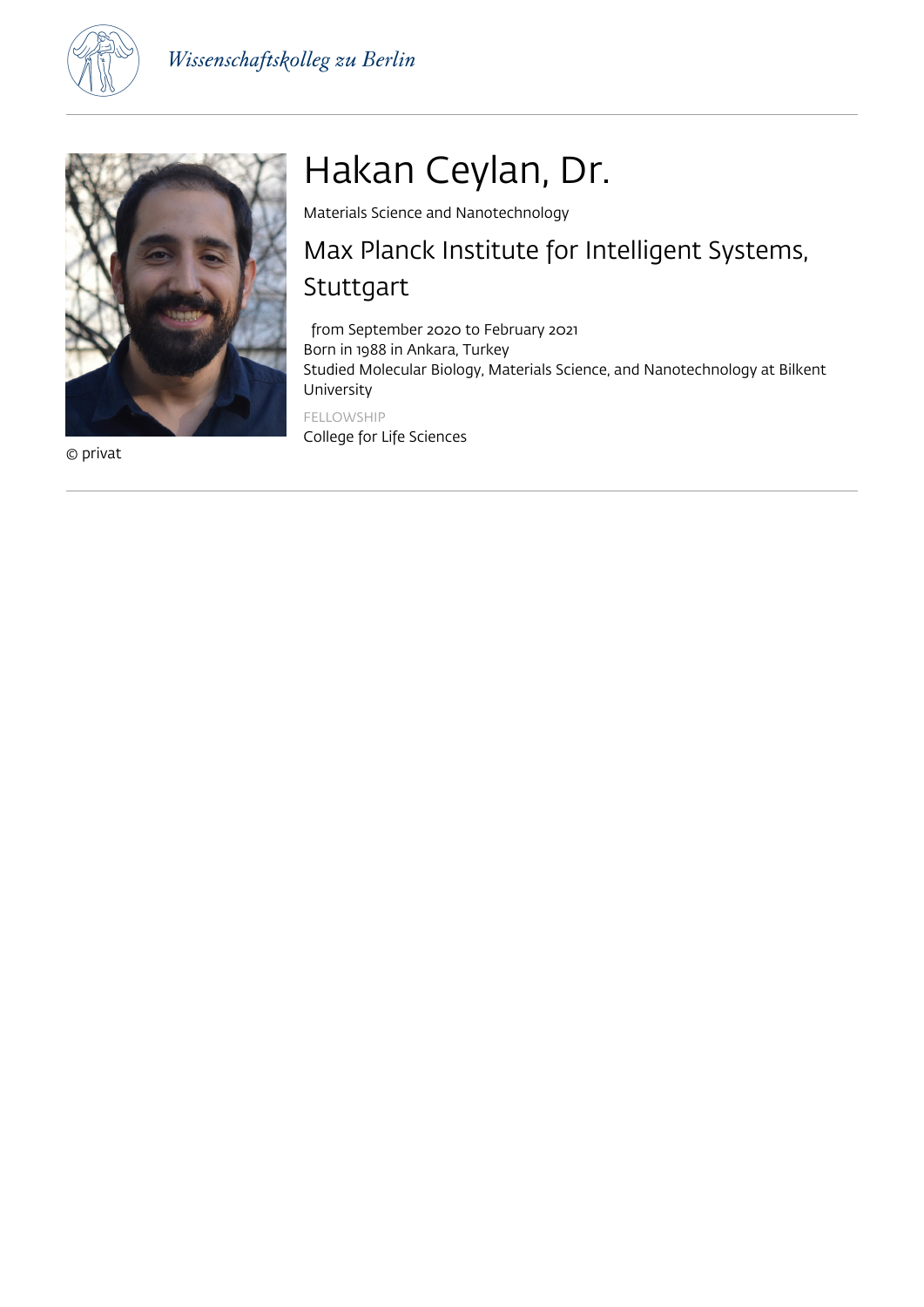# Hakan Ceylan, Dr.

Materials Science and Nanotechnology

## Max Planck Institute for Intelligent Systems, Stuttgart

from September 2020 to February 2021
Born in 1988 in Ankara, Turkey
Studied Molecular Biology, Materials Science, and Nanotechnology at Bilkent University

FELLOWSHIP
College for Life Sciences

© privat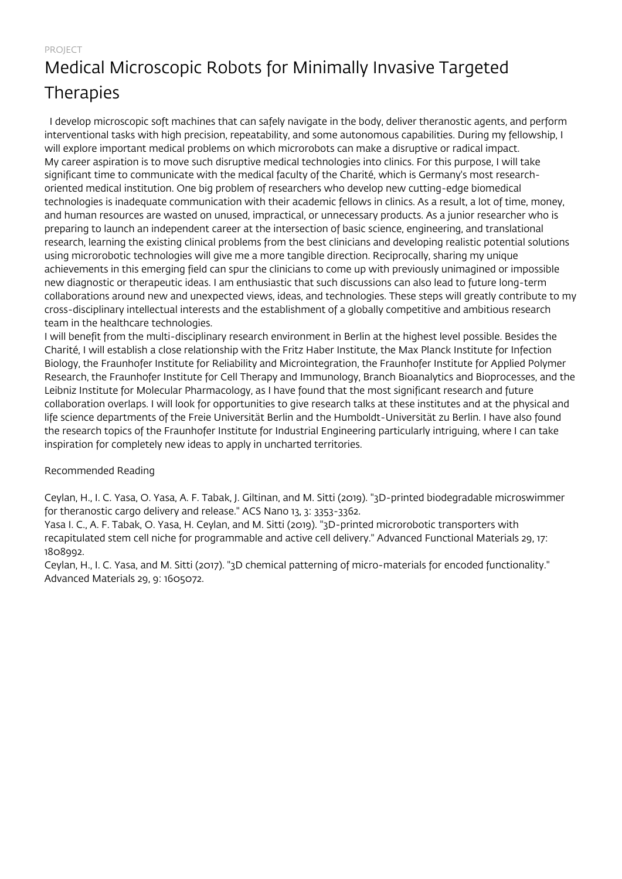PROJECT

# Medical Microscopic Robots for Minimally Invasive Targeted Therapies

I develop microscopic soft machines that can safely navigate in the body, deliver theranostic agents, and perform interventional tasks with high precision, repeatability, and some autonomous capabilities. During my fellowship, I will explore important medical problems on which microrobots can make a disruptive or radical impact.

My career aspiration is to move such disruptive medical technologies into clinics. For this purpose, I will take significant time to communicate with the medical faculty of the Charité, which is Germany's most research-oriented medical institution. One big problem of researchers who develop new cutting-edge biomedical technologies is inadequate communication with their academic fellows in clinics. As a result, a lot of time, money, and human resources are wasted on unused, impractical, or unnecessary products. As a junior researcher who is preparing to launch an independent career at the intersection of basic science, engineering, and translational research, learning the existing clinical problems from the best clinicians and developing realistic potential solutions using microrobotic technologies will give me a more tangible direction. Reciprocally, sharing my unique achievements in this emerging field can spur the clinicians to come up with previously unimagined or impossible new diagnostic or therapeutic ideas. I am enthusiastic that such discussions can also lead to future long-term collaborations around new and unexpected views, ideas, and technologies. These steps will greatly contribute to my cross-disciplinary intellectual interests and the establishment of a globally competitive and ambitious research team in the healthcare technologies.

I will benefit from the multi-disciplinary research environment in Berlin at the highest level possible. Besides the Charité, I will establish a close relationship with the Fritz Haber Institute, the Max Planck Institute for Infection Biology, the Fraunhofer Institute for Reliability and Microintegration, the Fraunhofer Institute for Applied Polymer Research, the Fraunhofer Institute for Cell Therapy and Immunology, Branch Bioanalytics and Bioprocesses, and the Leibniz Institute for Molecular Pharmacology, as I have found that the most significant research and future collaboration overlaps. I will look for opportunities to give research talks at these institutes and at the physical and life science departments of the Freie Universität Berlin and the Humboldt-Universität zu Berlin. I have also found the research topics of the Fraunhofer Institute for Industrial Engineering particularly intriguing, where I can take inspiration for completely new ideas to apply in uncharted territories.

Recommended Reading

Ceylan, H., I. C. Yasa, O. Yasa, A. F. Tabak, J. Giltinan, and M. Sitti (2019). "3D-printed biodegradable microswimmer for theranostic cargo delivery and release." ACS Nano 13, 3: 3353-3362.

Yasa I. C., A. F. Tabak, O. Yasa, H. Ceylan, and M. Sitti (2019). "3D-printed microrobotic transporters with recapitulated stem cell niche for programmable and active cell delivery." Advanced Functional Materials 29, 17: 1808992.

Ceylan, H., I. C. Yasa, and M. Sitti (2017). "3D chemical patterning of micro-materials for encoded functionality." Advanced Materials 29, 9: 1605072.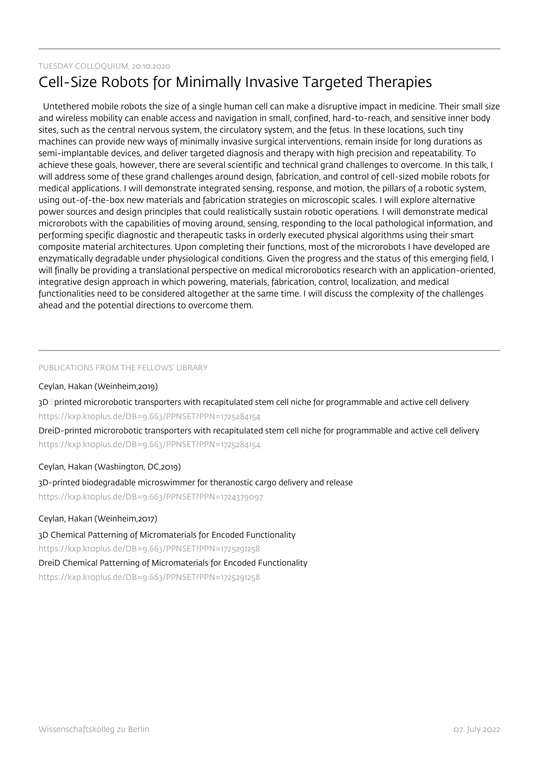TUESDAY COLLOQUIUM, 20.10.2020

# Cell-Size Robots for Minimally Invasive Targeted Therapies

Untethered mobile robots the size of a single human cell can make a disruptive impact in medicine. Their small size and wireless mobility can enable access and navigation in small, confined, hard-to-reach, and sensitive inner body sites, such as the central nervous system, the circulatory system, and the fetus. In these locations, such tiny machines can provide new ways of minimally invasive surgical interventions, remain inside for long durations as semi-implantable devices, and deliver targeted diagnosis and therapy with high precision and repeatability. To achieve these goals, however, there are several scientific and technical grand challenges to overcome. In this talk, I will address some of these grand challenges around design, fabrication, and control of cell-sized mobile robots for medical applications. I will demonstrate integrated sensing, response, and motion, the pillars of a robotic system, using out-of-the-box new materials and fabrication strategies on microscopic scales. I will explore alternative power sources and design principles that could realistically sustain robotic operations. I will demonstrate medical microrobots with the capabilities of moving around, sensing, responding to the local pathological information, and performing specific diagnostic and therapeutic tasks in orderly executed physical algorithms using their smart composite material architectures. Upon completing their functions, most of the microrobots I have developed are enzymatically degradable under physiological conditions. Given the progress and the status of this emerging field, I will finally be providing a translational perspective on medical microrobotics research with an application-oriented, integrative design approach in which powering, materials, fabrication, control, localization, and medical functionalities need to be considered altogether at the same time. I will discuss the complexity of the challenges ahead and the potential directions to overcome them.

PUBLICATIONS FROM THE FELLOWS' LIBRARY

Ceylan, Hakan (Weinheim,2019)

3D printed microrobotic transporters with recapitulated stem cell niche for programmable and active cell delivery
https://kxp.k10plus.de/DB=9.663/PPNSET?PPN=1725284154

DreiD-printed microrobotic transporters with recapitulated stem cell niche for programmable and active cell delivery
https://kxp.k10plus.de/DB=9.663/PPNSET?PPN=1725284154

Ceylan, Hakan (Washington, DC,2019)

3D-printed biodegradable microswimmer for theranostic cargo delivery and release
https://kxp.k10plus.de/DB=9.663/PPNSET?PPN=1724379097

Ceylan, Hakan (Weinheim,2017)

3D Chemical Patterning of Micromaterials for Encoded Functionality
https://kxp.k10plus.de/DB=9.663/PPNSET?PPN=1725291258

DreiD Chemical Patterning of Micromaterials for Encoded Functionality
https://kxp.k10plus.de/DB=9.663/PPNSET?PPN=1725291258